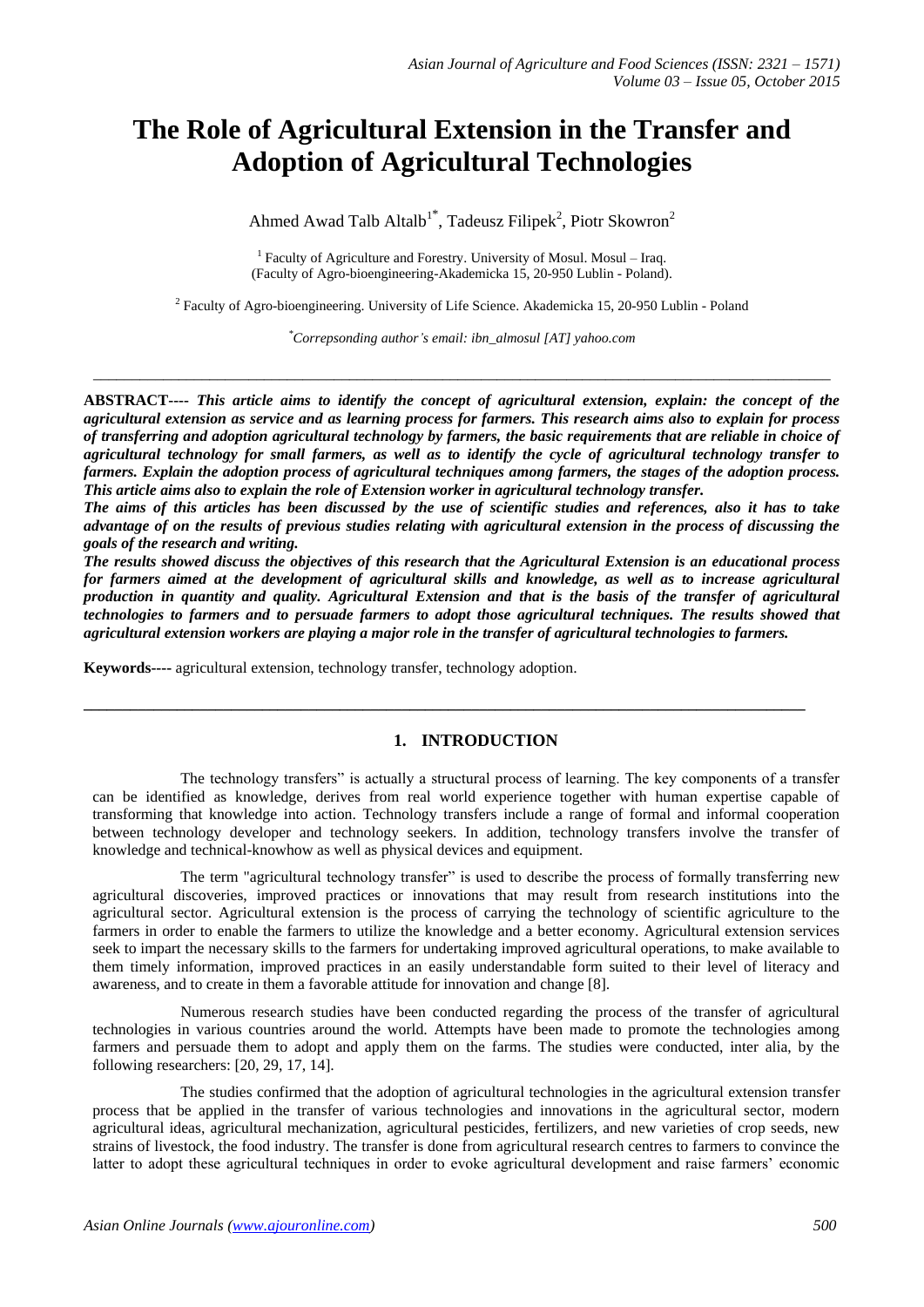# The Role of Agricultural Extension in the Transfer and Adoption of Agricultural Technologies

Ahmed Awad Talb Altalb[1*], Tadeusz Filipek[2], Piotr Skowron[2]

[1] Faculty of Agriculture and Forestry. University of Mosul. Mosul – Iraq.
(Faculty of Agro-bioengineering-Akademicka 15, 20-950 Lublin - Poland).

[2] Faculty of Agro-bioengineering. University of Life Science. Akademicka 15, 20-950 Lublin - Poland

*Correpsonding author's email: ibn_almosul [AT] yahoo.com

---

**ABSTRACT----** ***This article aims to identify the concept of agricultural extension, explain: the concept of the agricultural extension as service and as learning process for farmers. This research aims also to explain for process of transferring and adoption agricultural technology by farmers, the basic requirements that are reliable in choice of agricultural technology for small farmers, as well as to identify the cycle of agricultural technology transfer to farmers. Explain the adoption process of agricultural techniques among farmers, the stages of the adoption process. This article aims also to explain the role of Extension worker in agricultural technology transfer.***

***The aims of this articles has been discussed by the use of scientific studies and references, also it has to take advantage of on the results of previous studies relating with agricultural extension in the process of discussing the goals of the research and writing.***

***The results showed discuss the objectives of this research that the Agricultural Extension is an educational process for farmers aimed at the development of agricultural skills and knowledge, as well as to increase agricultural production in quantity and quality. Agricultural Extension and that is the basis of the transfer of agricultural technologies to farmers and to persuade farmers to adopt those agricultural techniques. The results showed that agricultural extension workers are playing a major role in the transfer of agricultural technologies to farmers.***

**Keywords----** agricultural extension, technology transfer, technology adoption.

---

## 1. INTRODUCTION

The technology transfers" is actually a structural process of learning. The key components of a transfer can be identified as knowledge, derives from real world experience together with human expertise capable of transforming that knowledge into action. Technology transfers include a range of formal and informal cooperation between technology developer and technology seekers. In addition, technology transfers involve the transfer of knowledge and technical-knowhow as well as physical devices and equipment.

The term "agricultural technology transfer" is used to describe the process of formally transferring new agricultural discoveries, improved practices or innovations that may result from research institutions into the agricultural sector. Agricultural extension is the process of carrying the technology of scientific agriculture to the farmers in order to enable the farmers to utilize the knowledge and a better economy. Agricultural extension services seek to impart the necessary skills to the farmers for undertaking improved agricultural operations, to make available to them timely information, improved practices in an easily understandable form suited to their level of literacy and awareness, and to create in them a favorable attitude for innovation and change [8].

Numerous research studies have been conducted regarding the process of the transfer of agricultural technologies in various countries around the world. Attempts have been made to promote the technologies among farmers and persuade them to adopt and apply them on the farms. The studies were conducted, inter alia, by the following researchers: [20, 29, 17, 14].

The studies confirmed that the adoption of agricultural technologies in the agricultural extension transfer process that be applied in the transfer of various technologies and innovations in the agricultural sector, modern agricultural ideas, agricultural mechanization, agricultural pesticides, fertilizers, and new varieties of crop seeds, new strains of livestock, the food industry. The transfer is done from agricultural research centres to farmers to convince the latter to adopt these agricultural techniques in order to evoke agricultural development and raise farmers' economic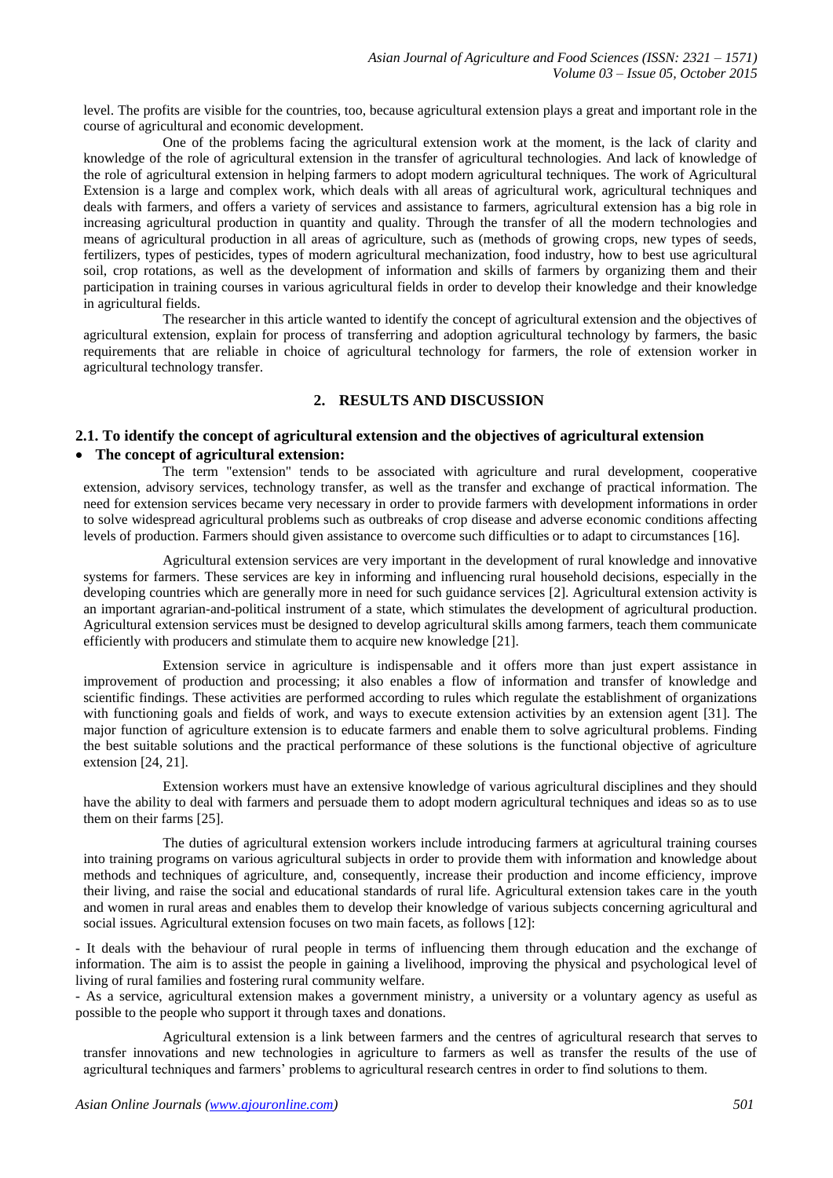level. The profits are visible for the countries, too, because agricultural extension plays a great and important role in the course of agricultural and economic development.

One of the problems facing the agricultural extension work at the moment, is the lack of clarity and knowledge of the role of agricultural extension in the transfer of agricultural technologies. And lack of knowledge of the role of agricultural extension in helping farmers to adopt modern agricultural techniques. The work of Agricultural Extension is a large and complex work, which deals with all areas of agricultural work, agricultural techniques and deals with farmers, and offers a variety of services and assistance to farmers, agricultural extension has a big role in increasing agricultural production in quantity and quality. Through the transfer of all the modern technologies and means of agricultural production in all areas of agriculture, such as (methods of growing crops, new types of seeds, fertilizers, types of pesticides, types of modern agricultural mechanization, food industry, how to best use agricultural soil, crop rotations, as well as the development of information and skills of farmers by organizing them and their participation in training courses in various agricultural fields in order to develop their knowledge and their knowledge in agricultural fields.

The researcher in this article wanted to identify the concept of agricultural extension and the objectives of agricultural extension, explain for process of transferring and adoption agricultural technology by farmers, the basic requirements that are reliable in choice of agricultural technology for farmers, the role of extension worker in agricultural technology transfer.

## 2. RESULTS AND DISCUSSION

### 2.1. To identify the concept of agricultural extension and the objectives of agricultural extension

- **The concept of agricultural extension:**

The term "extension" tends to be associated with agriculture and rural development, cooperative extension, advisory services, technology transfer, as well as the transfer and exchange of practical information. The need for extension services became very necessary in order to provide farmers with development informations in order to solve widespread agricultural problems such as outbreaks of crop disease and adverse economic conditions affecting levels of production. Farmers should given assistance to overcome such difficulties or to adapt to circumstances [16].

Agricultural extension services are very important in the development of rural knowledge and innovative systems for farmers. These services are key in informing and influencing rural household decisions, especially in the developing countries which are generally more in need for such guidance services [2]. Agricultural extension activity is an important agrarian-and-political instrument of a state, which stimulates the development of agricultural production. Agricultural extension services must be designed to develop agricultural skills among farmers, teach them communicate efficiently with producers and stimulate them to acquire new knowledge [21].

Extension service in agriculture is indispensable and it offers more than just expert assistance in improvement of production and processing; it also enables a flow of information and transfer of knowledge and scientific findings. These activities are performed according to rules which regulate the establishment of organizations with functioning goals and fields of work, and ways to execute extension activities by an extension agent [31]. The major function of agriculture extension is to educate farmers and enable them to solve agricultural problems. Finding the best suitable solutions and the practical performance of these solutions is the functional objective of agriculture extension [24, 21].

Extension workers must have an extensive knowledge of various agricultural disciplines and they should have the ability to deal with farmers and persuade them to adopt modern agricultural techniques and ideas so as to use them on their farms [25].

The duties of agricultural extension workers include introducing farmers at agricultural training courses into training programs on various agricultural subjects in order to provide them with information and knowledge about methods and techniques of agriculture, and, consequently, increase their production and income efficiency, improve their living, and raise the social and educational standards of rural life. Agricultural extension takes care in the youth and women in rural areas and enables them to develop their knowledge of various subjects concerning agricultural and social issues. Agricultural extension focuses on two main facets, as follows [12]:

- It deals with the behaviour of rural people in terms of influencing them through education and the exchange of information. The aim is to assist the people in gaining a livelihood, improving the physical and psychological level of living of rural families and fostering rural community welfare.
- As a service, agricultural extension makes a government ministry, a university or a voluntary agency as useful as possible to the people who support it through taxes and donations.

Agricultural extension is a link between farmers and the centres of agricultural research that serves to transfer innovations and new technologies in agriculture to farmers as well as transfer the results of the use of agricultural techniques and farmers' problems to agricultural research centres in order to find solutions to them.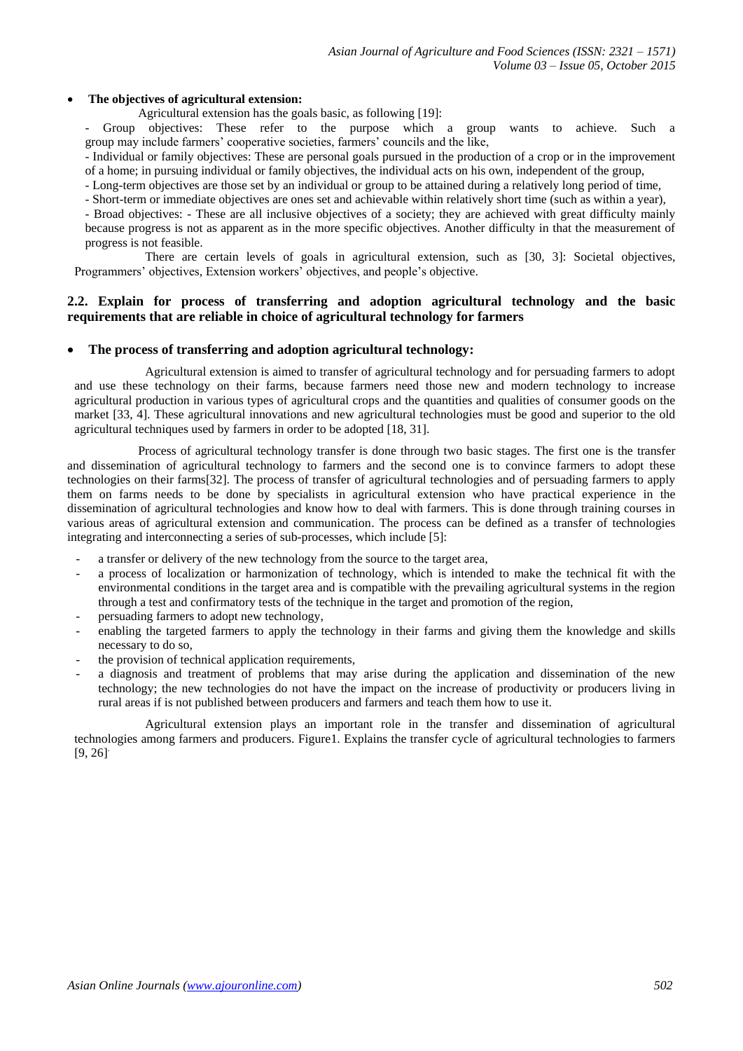- **The objectives of agricultural extension:**

Agricultural extension has the goals basic, as following [19]:

- Group objectives: These refer to the purpose which a group wants to achieve. Such a group may include farmers' cooperative societies, farmers' councils and the like,
- Individual or family objectives: These are personal goals pursued in the production of a crop or in the improvement of a home; in pursuing individual or family objectives, the individual acts on his own, independent of the group,
- Long-term objectives are those set by an individual or group to be attained during a relatively long period of time,
- Short-term or immediate objectives are ones set and achievable within relatively short time (such as within a year),
- Broad objectives: - These are all inclusive objectives of a society; they are achieved with great difficulty mainly because progress is not as apparent as in the more specific objectives. Another difficulty in that the measurement of progress is not feasible.

There are certain levels of goals in agricultural extension, such as [30, 3]: Societal objectives, Programmers' objectives, Extension workers' objectives, and people's objective.

## 2.2. Explain for process of transferring and adoption agricultural technology and the basic requirements that are reliable in choice of agricultural technology for farmers

- **The process of transferring and adoption agricultural technology:**

Agricultural extension is aimed to transfer of agricultural technology and for persuading farmers to adopt and use these technology on their farms, because farmers need those new and modern technology to increase agricultural production in various types of agricultural crops and the quantities and qualities of consumer goods on the market [33, 4]. These agricultural innovations and new agricultural technologies must be good and superior to the old agricultural techniques used by farmers in order to be adopted [18, 31].

Process of agricultural technology transfer is done through two basic stages. The first one is the transfer and dissemination of agricultural technology to farmers and the second one is to convince farmers to adopt these technologies on their farms[32]. The process of transfer of agricultural technologies and of persuading farmers to apply them on farms needs to be done by specialists in agricultural extension who have practical experience in the dissemination of agricultural technologies and know how to deal with farmers. This is done through training courses in various areas of agricultural extension and communication. The process can be defined as a transfer of technologies integrating and interconnecting a series of sub-processes, which include [5]:

- a transfer or delivery of the new technology from the source to the target area,
- a process of localization or harmonization of technology, which is intended to make the technical fit with the environmental conditions in the target area and is compatible with the prevailing agricultural systems in the region through a test and confirmatory tests of the technique in the target and promotion of the region,
- persuading farmers to adopt new technology,
- enabling the targeted farmers to apply the technology in their farms and giving them the knowledge and skills necessary to do so,
- the provision of technical application requirements,
- a diagnosis and treatment of problems that may arise during the application and dissemination of the new technology; the new technologies do not have the impact on the increase of productivity or producers living in rural areas if is not published between producers and farmers and teach them how to use it.

Agricultural extension plays an important role in the transfer and dissemination of agricultural technologies among farmers and producers. Figure1. Explains the transfer cycle of agricultural technologies to farmers [9, 26].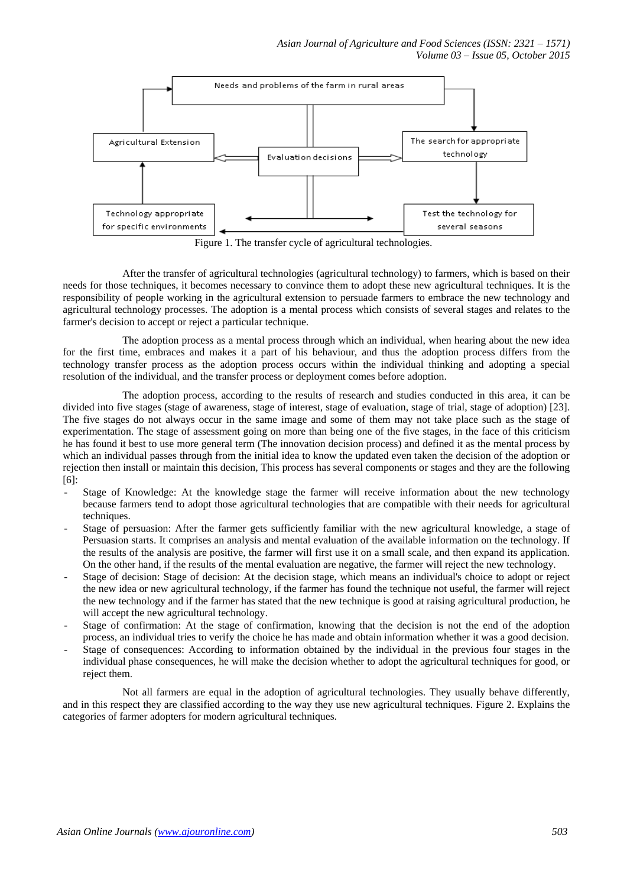Figure 1. The transfer cycle of agricultural technologies.

After the transfer of agricultural technologies (agricultural technology) to farmers, which is based on their needs for those techniques, it becomes necessary to convince them to adopt these new agricultural techniques. It is the responsibility of people working in the agricultural extension to persuade farmers to embrace the new technology and agricultural technology processes. The adoption is a mental process which consists of several stages and relates to the farmer's decision to accept or reject a particular technique.

The adoption process as a mental process through which an individual, when hearing about the new idea for the first time, embraces and makes it a part of his behaviour, and thus the adoption process differs from the technology transfer process as the adoption process occurs within the individual thinking and adopting a special resolution of the individual, and the transfer process or deployment comes before adoption.

The adoption process, according to the results of research and studies conducted in this area, it can be divided into five stages (stage of awareness, stage of interest, stage of evaluation, stage of trial, stage of adoption) [23]. The five stages do not always occur in the same image and some of them may not take place such as the stage of experimentation. The stage of assessment going on more than being one of the five stages, in the face of this criticism he has found it best to use more general term (The innovation decision process) and defined it as the mental process by which an individual passes through from the initial idea to know the updated even taken the decision of the adoption or rejection then install or maintain this decision, This process has several components or stages and they are the following [6]:

- Stage of Knowledge: At the knowledge stage the farmer will receive information about the new technology because farmers tend to adopt those agricultural technologies that are compatible with their needs for agricultural techniques.
- Stage of persuasion: After the farmer gets sufficiently familiar with the new agricultural knowledge, a stage of Persuasion starts. It comprises an analysis and mental evaluation of the available information on the technology. If the results of the analysis are positive, the farmer will first use it on a small scale, and then expand its application. On the other hand, if the results of the mental evaluation are negative, the farmer will reject the new technology.
- Stage of decision: Stage of decision: At the decision stage, which means an individual's choice to adopt or reject the new idea or new agricultural technology, if the farmer has found the technique not useful, the farmer will reject the new technology and if the farmer has stated that the new technique is good at raising agricultural production, he will accept the new agricultural technology.
- Stage of confirmation: At the stage of confirmation, knowing that the decision is not the end of the adoption process, an individual tries to verify the choice he has made and obtain information whether it was a good decision.
- Stage of consequences: According to information obtained by the individual in the previous four stages in the individual phase consequences, he will make the decision whether to adopt the agricultural techniques for good, or reject them.

Not all farmers are equal in the adoption of agricultural technologies. They usually behave differently, and in this respect they are classified according to the way they use new agricultural techniques. Figure 2. Explains the categories of farmer adopters for modern agricultural techniques.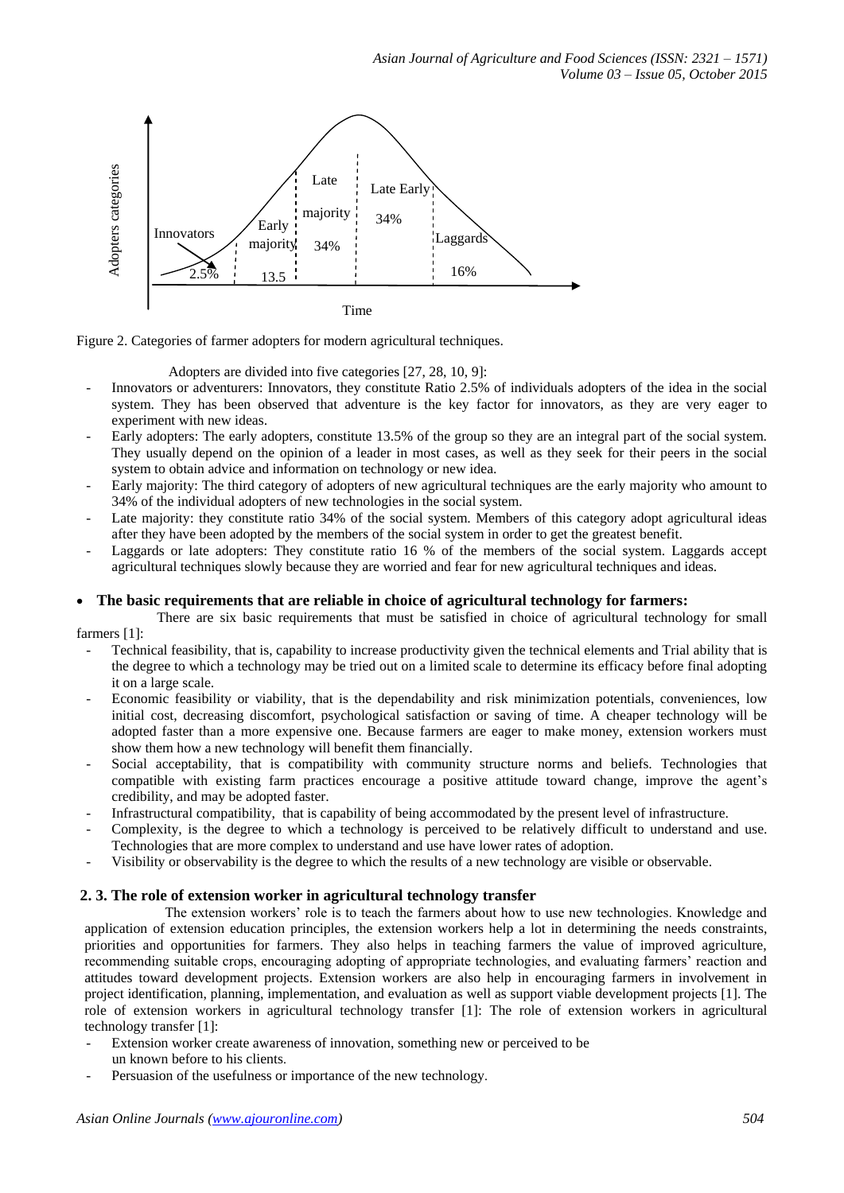Figure 2. Categories of farmer adopters for modern agricultural techniques.

Adopters are divided into five categories [27, 28, 10, 9]:

- Innovators or adventurers: Innovators, they constitute Ratio 2.5% of individuals adopters of the idea in the social system. They has been observed that adventure is the key factor for innovators, as they are very eager to experiment with new ideas.
- Early adopters: The early adopters, constitute 13.5% of the group so they are an integral part of the social system. They usually depend on the opinion of a leader in most cases, as well as they seek for their peers in the social system to obtain advice and information on technology or new idea.
- Early majority: The third category of adopters of new agricultural techniques are the early majority who amount to 34% of the individual adopters of new technologies in the social system.
- Late majority: they constitute ratio 34% of the social system. Members of this category adopt agricultural ideas after they have been adopted by the members of the social system in order to get the greatest benefit.
- Laggards or late adopters: They constitute ratio 16 % of the members of the social system. Laggards accept agricultural techniques slowly because they are worried and fear for new agricultural techniques and ideas.

- **The basic requirements that are reliable in choice of agricultural technology for farmers:**

There are six basic requirements that must be satisfied in choice of agricultural technology for small farmers [1]:

- Technical feasibility, that is, capability to increase productivity given the technical elements and Trial ability that is the degree to which a technology may be tried out on a limited scale to determine its efficacy before final adopting it on a large scale.
- Economic feasibility or viability, that is the dependability and risk minimization potentials, conveniences, low initial cost, decreasing discomfort, psychological satisfaction or saving of time. A cheaper technology will be adopted faster than a more expensive one. Because farmers are eager to make money, extension workers must show them how a new technology will benefit them financially.
- Social acceptability, that is compatibility with community structure norms and beliefs. Technologies that compatible with existing farm practices encourage a positive attitude toward change, improve the agent's credibility, and may be adopted faster.
- Infrastructural compatibility, that is capability of being accommodated by the present level of infrastructure.
- Complexity, is the degree to which a technology is perceived to be relatively difficult to understand and use. Technologies that are more complex to understand and use have lower rates of adoption.
- Visibility or observability is the degree to which the results of a new technology are visible or observable.

## 2. 3. The role of extension worker in agricultural technology transfer

The extension workers' role is to teach the farmers about how to use new technologies. Knowledge and application of extension education principles, the extension workers help a lot in determining the needs constraints, priorities and opportunities for farmers. They also helps in teaching farmers the value of improved agriculture, recommending suitable crops, encouraging adopting of appropriate technologies, and evaluating farmers' reaction and attitudes toward development projects. Extension workers are also help in encouraging farmers in involvement in project identification, planning, implementation, and evaluation as well as support viable development projects [1]. The role of extension workers in agricultural technology transfer [1]: The role of extension workers in agricultural technology transfer [1]:

- Extension worker create awareness of innovation, something new or perceived to be un known before to his clients.
- Persuasion of the usefulness or importance of the new technology.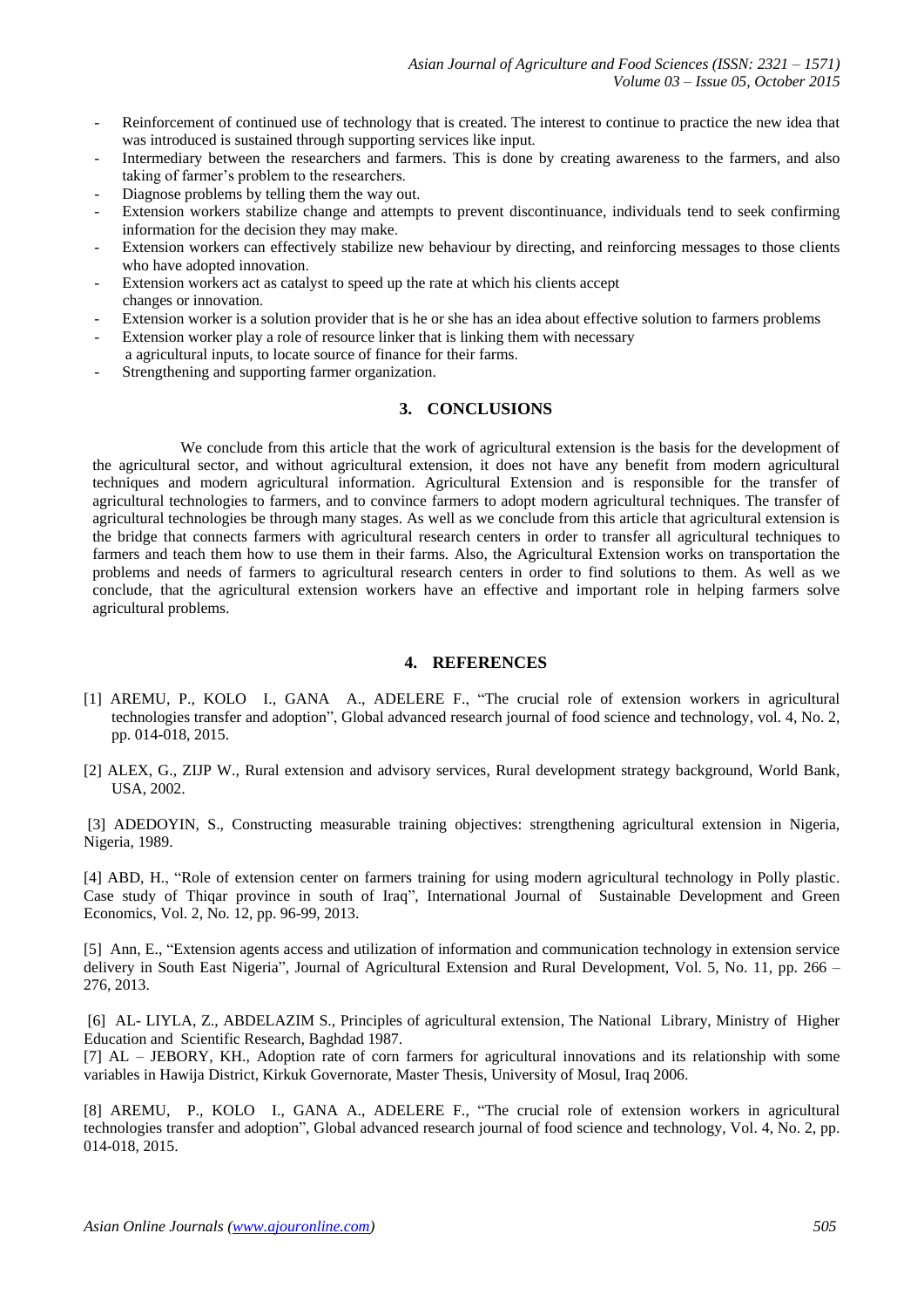- Reinforcement of continued use of technology that is created. The interest to continue to practice the new idea that was introduced is sustained through supporting services like input.
- Intermediary between the researchers and farmers. This is done by creating awareness to the farmers, and also taking of farmer's problem to the researchers.
- Diagnose problems by telling them the way out.
- Extension workers stabilize change and attempts to prevent discontinuance, individuals tend to seek confirming information for the decision they may make.
- Extension workers can effectively stabilize new behaviour by directing, and reinforcing messages to those clients who have adopted innovation.
- Extension workers act as catalyst to speed up the rate at which his clients accept changes or innovation.
- Extension worker is a solution provider that is he or she has an idea about effective solution to farmers problems
- Extension worker play a role of resource linker that is linking them with necessary a agricultural inputs, to locate source of finance for their farms.
- Strengthening and supporting farmer organization.

## 3. CONCLUSIONS

We conclude from this article that the work of agricultural extension is the basis for the development of the agricultural sector, and without agricultural extension, it does not have any benefit from modern agricultural techniques and modern agricultural information. Agricultural Extension and is responsible for the transfer of agricultural technologies to farmers, and to convince farmers to adopt modern agricultural techniques. The transfer of agricultural technologies be through many stages. As well as we conclude from this article that agricultural extension is the bridge that connects farmers with agricultural research centers in order to transfer all agricultural techniques to farmers and teach them how to use them in their farms. Also, the Agricultural Extension works on transportation the problems and needs of farmers to agricultural research centers in order to find solutions to them. As well as we conclude, that the agricultural extension workers have an effective and important role in helping farmers solve agricultural problems.

## 4. REFERENCES

[1] AREMU, P., KOLO I., GANA A., ADELERE F., "The crucial role of extension workers in agricultural technologies transfer and adoption", Global advanced research journal of food science and technology, vol. 4, No. 2, pp. 014-018, 2015.

[2] ALEX, G., ZIJP W., Rural extension and advisory services, Rural development strategy background, World Bank, USA, 2002.

[3] ADEDOYIN, S., Constructing measurable training objectives: strengthening agricultural extension in Nigeria, Nigeria, 1989.

[4] ABD, H., "Role of extension center on farmers training for using modern agricultural technology in Polly plastic. Case study of Thiqar province in south of Iraq", International Journal of Sustainable Development and Green Economics, Vol. 2, No. 12, pp. 96-99, 2013.

[5] Ann, E., "Extension agents access and utilization of information and communication technology in extension service delivery in South East Nigeria", Journal of Agricultural Extension and Rural Development, Vol. 5, No. 11, pp. 266 – 276, 2013.

[6] AL- LIYLA, Z., ABDELAZIM S., Principles of agricultural extension, The National Library, Ministry of Higher Education and Scientific Research, Baghdad 1987.

[7] AL – JEBORY, KH., Adoption rate of corn farmers for agricultural innovations and its relationship with some variables in Hawija District, Kirkuk Governorate, Master Thesis, University of Mosul, Iraq 2006.

[8] AREMU, P., KOLO I., GANA A., ADELERE F., "The crucial role of extension workers in agricultural technologies transfer and adoption", Global advanced research journal of food science and technology, Vol. 4, No. 2, pp. 014-018, 2015.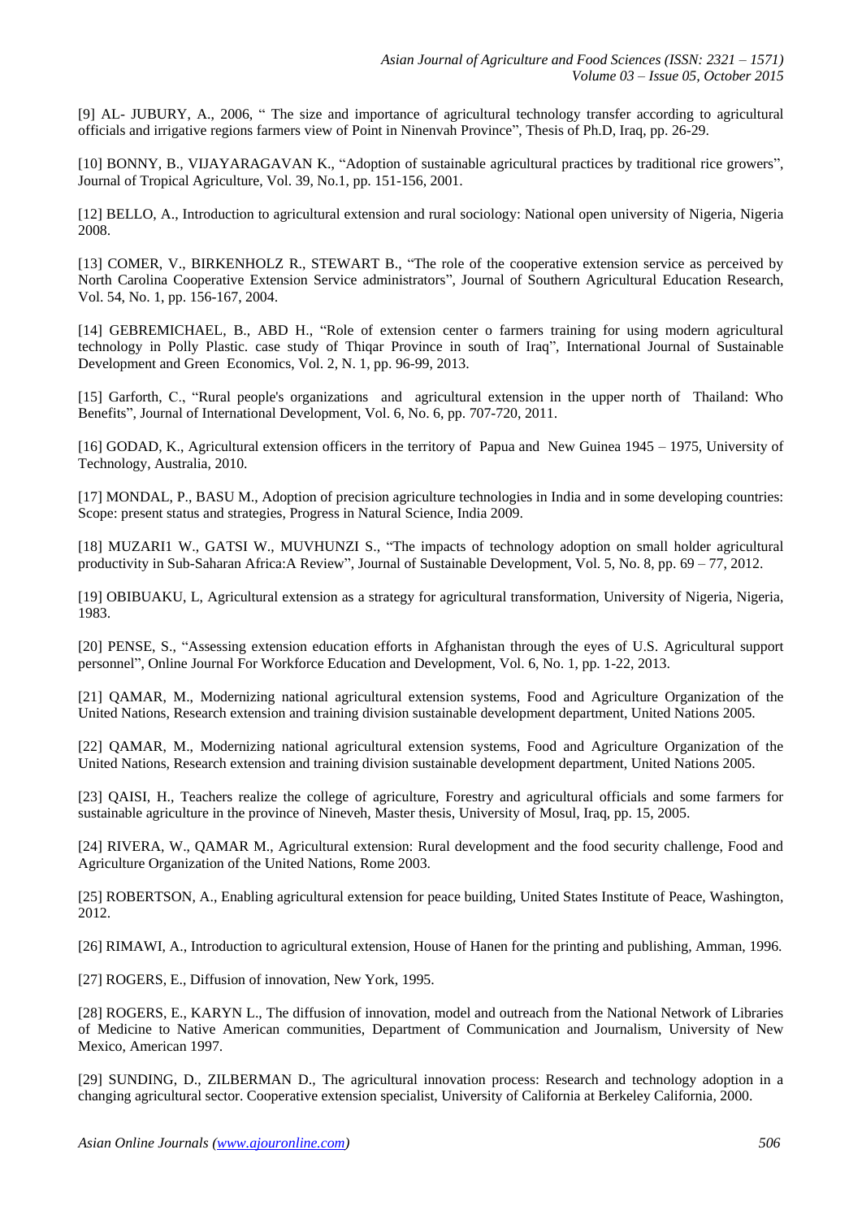[9] AL- JUBURY, A., 2006, " The size and importance of agricultural technology transfer according to agricultural officials and irrigative regions farmers view of Point in Ninenvah Province", Thesis of Ph.D, Iraq, pp. 26-29.

[10] BONNY, B., VIJAYARAGAVAN K., "Adoption of sustainable agricultural practices by traditional rice growers", Journal of Tropical Agriculture, Vol. 39, No.1, pp. 151-156, 2001.

[12] BELLO, A., Introduction to agricultural extension and rural sociology: National open university of Nigeria, Nigeria 2008.

[13] COMER, V., BIRKENHOLZ R., STEWART B., "The role of the cooperative extension service as perceived by North Carolina Cooperative Extension Service administrators", Journal of Southern Agricultural Education Research, Vol. 54, No. 1, pp. 156-167, 2004.

[14] GEBREMICHAEL, B., ABD H., "Role of extension center o farmers training for using modern agricultural technology in Polly Plastic. case study of Thiqar Province in south of Iraq", International Journal of Sustainable Development and Green Economics, Vol. 2, N. 1, pp. 96-99, 2013.

[15] Garforth, C., "Rural people's organizations and agricultural extension in the upper north of Thailand: Who Benefits", Journal of International Development, Vol. 6, No. 6, pp. 707-720, 2011.

[16] GODAD, K., Agricultural extension officers in the territory of Papua and New Guinea 1945 – 1975, University of Technology, Australia, 2010.

[17] MONDAL, P., BASU M., Adoption of precision agriculture technologies in India and in some developing countries: Scope: present status and strategies, Progress in Natural Science, India 2009.

[18] MUZARI1 W., GATSI W., MUVHUNZI S., "The impacts of technology adoption on small holder agricultural productivity in Sub-Saharan Africa:A Review", Journal of Sustainable Development, Vol. 5, No. 8, pp. 69 – 77, 2012.

[19] OBIBUAKU, L, Agricultural extension as a strategy for agricultural transformation, University of Nigeria, Nigeria, 1983.

[20] PENSE, S., "Assessing extension education efforts in Afghanistan through the eyes of U.S. Agricultural support personnel", Online Journal For Workforce Education and Development, Vol. 6, No. 1, pp. 1-22, 2013.

[21] QAMAR, M., Modernizing national agricultural extension systems, Food and Agriculture Organization of the United Nations, Research extension and training division sustainable development department, United Nations 2005.

[22] QAMAR, M., Modernizing national agricultural extension systems, Food and Agriculture Organization of the United Nations, Research extension and training division sustainable development department, United Nations 2005.

[23] QAISI, H., Teachers realize the college of agriculture, Forestry and agricultural officials and some farmers for sustainable agriculture in the province of Nineveh, Master thesis, University of Mosul, Iraq, pp. 15, 2005.

[24] RIVERA, W., QAMAR M., Agricultural extension: Rural development and the food security challenge, Food and Agriculture Organization of the United Nations, Rome 2003.

[25] ROBERTSON, A., Enabling agricultural extension for peace building, United States Institute of Peace, Washington, 2012.

[26] RIMAWI, A., Introduction to agricultural extension, House of Hanen for the printing and publishing, Amman, 1996.

[27] ROGERS, E., Diffusion of innovation, New York, 1995.

[28] ROGERS, E., KARYN L., The diffusion of innovation, model and outreach from the National Network of Libraries of Medicine to Native American communities, Department of Communication and Journalism, University of New Mexico, American 1997.

[29] SUNDING, D., ZILBERMAN D., The agricultural innovation process: Research and technology adoption in a changing agricultural sector. Cooperative extension specialist, University of California at Berkeley California, 2000.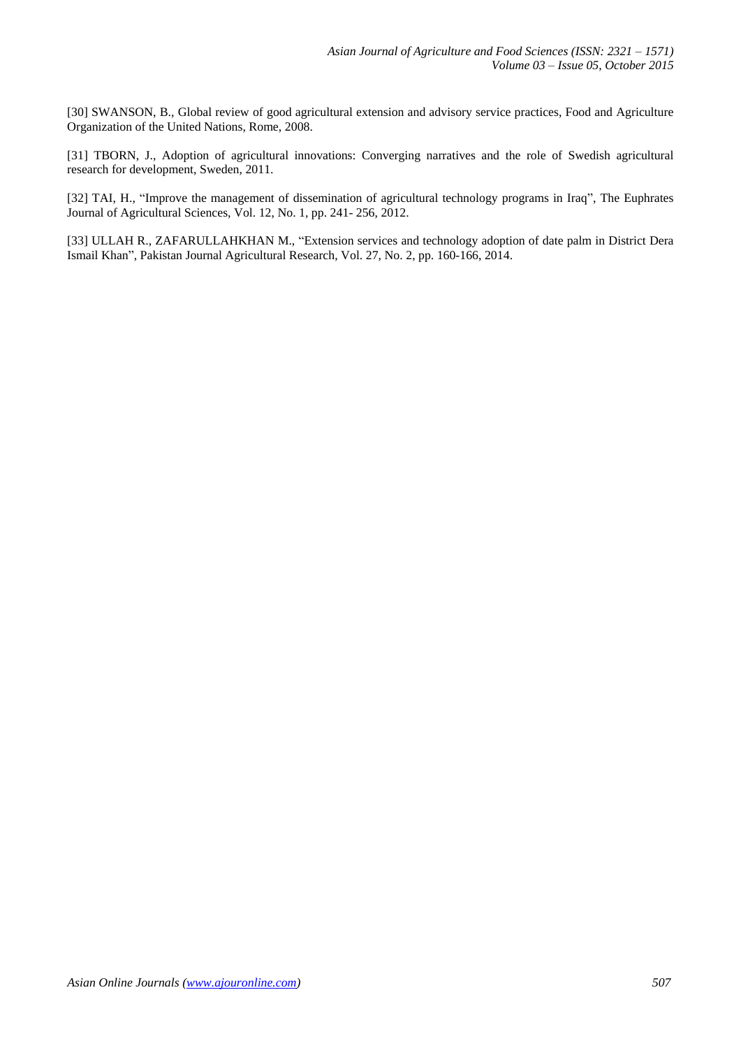[30] SWANSON, B., Global review of good agricultural extension and advisory service practices, Food and Agriculture Organization of the United Nations, Rome, 2008.

[31] TBORN, J., Adoption of agricultural innovations: Converging narratives and the role of Swedish agricultural research for development, Sweden, 2011.

[32] TAI, H., "Improve the management of dissemination of agricultural technology programs in Iraq", The Euphrates Journal of Agricultural Sciences, Vol. 12, No. 1, pp. 241- 256, 2012.

[33] ULLAH R., ZAFARULLAHKHAN M., "Extension services and technology adoption of date palm in District Dera Ismail Khan", Pakistan Journal Agricultural Research, Vol. 27, No. 2, pp. 160-166, 2014.